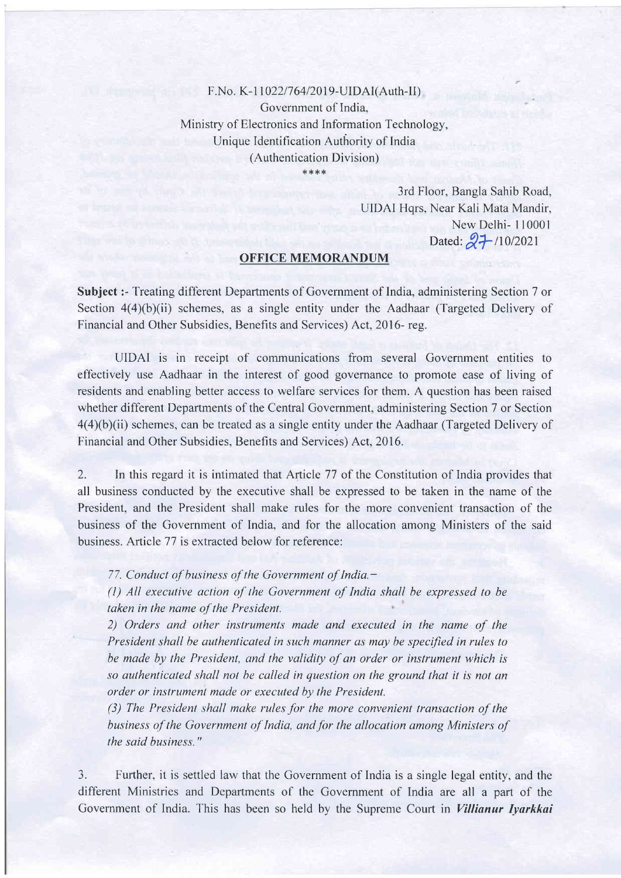F.No. K-11022/764/2019-UIDAI(Auth-II)

Government of India,

Ministry of Electronics and Information Technology,

Unique Identification Authority of India

(Authentication Division)

****

3rd Floor, Bangla Sahib Road,
UIDAI Hqrs, Near Kali Mata Mandir,
New Delhi- 110001
Dated: 27/10/2021

## OFFICE MEMORANDUM

**Subject :-** Treating different Departments of Government of India, administering Section 7 or Section 4(4)(b)(ii) schemes, as a single entity under the Aadhaar (Targeted Delivery of Financial and Other Subsidies, Benefits and Services) Act, 2016- reg.

UIDAI is in receipt of communications from several Government entities to effectively use Aadhaar in the interest of good governance to promote ease of living of residents and enabling better access to welfare services for them. A question has been raised whether different Departments of the Central Government, administering Section 7 or Section 4(4)(b)(ii) schemes, can be treated as a single entity under the Aadhaar (Targeted Delivery of Financial and Other Subsidies, Benefits and Services) Act, 2016.

2. In this regard it is intimated that Article 77 of the Constitution of India provides that all business conducted by the executive shall be expressed to be taken in the name of the President, and the President shall make rules for the more convenient transaction of the business of the Government of India, and for the allocation among Ministers of the said business. Article 77 is extracted below for reference:

> *77. Conduct of business of the Government of India.—*
>
> *(1) All executive action of the Government of India shall be expressed to be taken in the name of the President.*
>
> *2) Orders and other instruments made and executed in the name of the President shall be authenticated in such manner as may be specified in rules to be made by the President, and the validity of an order or instrument which is so authenticated shall not be called in question on the ground that it is not an order or instrument made or executed by the President.*
>
> *(3) The President shall make rules for the more convenient transaction of the business of the Government of India, and for the allocation among Ministers of the said business."*

3. Further, it is settled law that the Government of India is a single legal entity, and the different Ministries and Departments of the Government of India are all a part of the Government of India. This has been so held by the Supreme Court in ***Villianur Iyarkkai***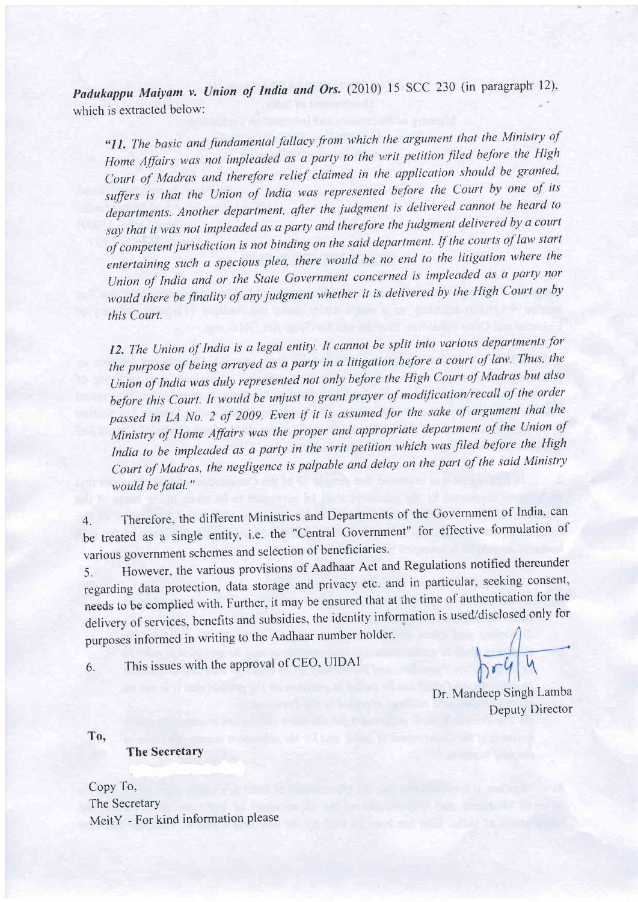**Padukappu Maiyam v. Union of India and Ors.** (2010) 15 SCC 230 (in paragraph 12), which is extracted below:

> *"11. The basic and fundamental fallacy from which the argument that the Ministry of Home Affairs was not impleaded as a party to the writ petition filed before the High Court of Madras and therefore relief claimed in the application should be granted, suffers is that the Union of India was represented before the Court by one of its departments. Another department, after the judgment is delivered cannot be heard to say that it was not impleaded as a party and therefore the judgment delivered by a court of competent jurisdiction is not binding on the said department. If the courts of law start entertaining such a specious plea, there would be no end to the litigation where the Union of India and or the State Government concerned is impleaded as a party nor would there be finality of any judgment whether it is delivered by the High Court or by this Court.*
>
> *12. The Union of India is a legal entity. It cannot be split into various departments for the purpose of being arrayed as a party in a litigation before a court of law. Thus, the Union of India was duly represented not only before the High Court of Madras but also before this Court. It would be unjust to grant prayer of modification/recall of the order passed in I.A No. 2 of 2009. Even if it is assumed for the sake of argument that the Ministry of Home Affairs was the proper and appropriate department of the Union of India to be impleaded as a party in the writ petition which was filed before the High Court of Madras, the negligence is palpable and delay on the part of the said Ministry would be fatal."*

4. Therefore, the different Ministries and Departments of the Government of India, can be treated as a single entity, i.e. the "Central Government" for effective formulation of various government schemes and selection of beneficiaries.

5. However, the various provisions of Aadhaar Act and Regulations notified thereunder regarding data protection, data storage and privacy etc. and in particular, seeking consent, needs to be complied with. Further, it may be ensured that at the time of authentication for the delivery of services, benefits and subsidies, the identity information is used/disclosed only for purposes informed in writing to the Aadhaar number holder.

6. This issues with the approval of CEO, UIDAI

Dr. Mandeep Singh Lamba
Deputy Director

**To,**

**The Secretary**

Copy To,
The Secretary
MeitY - For kind information please